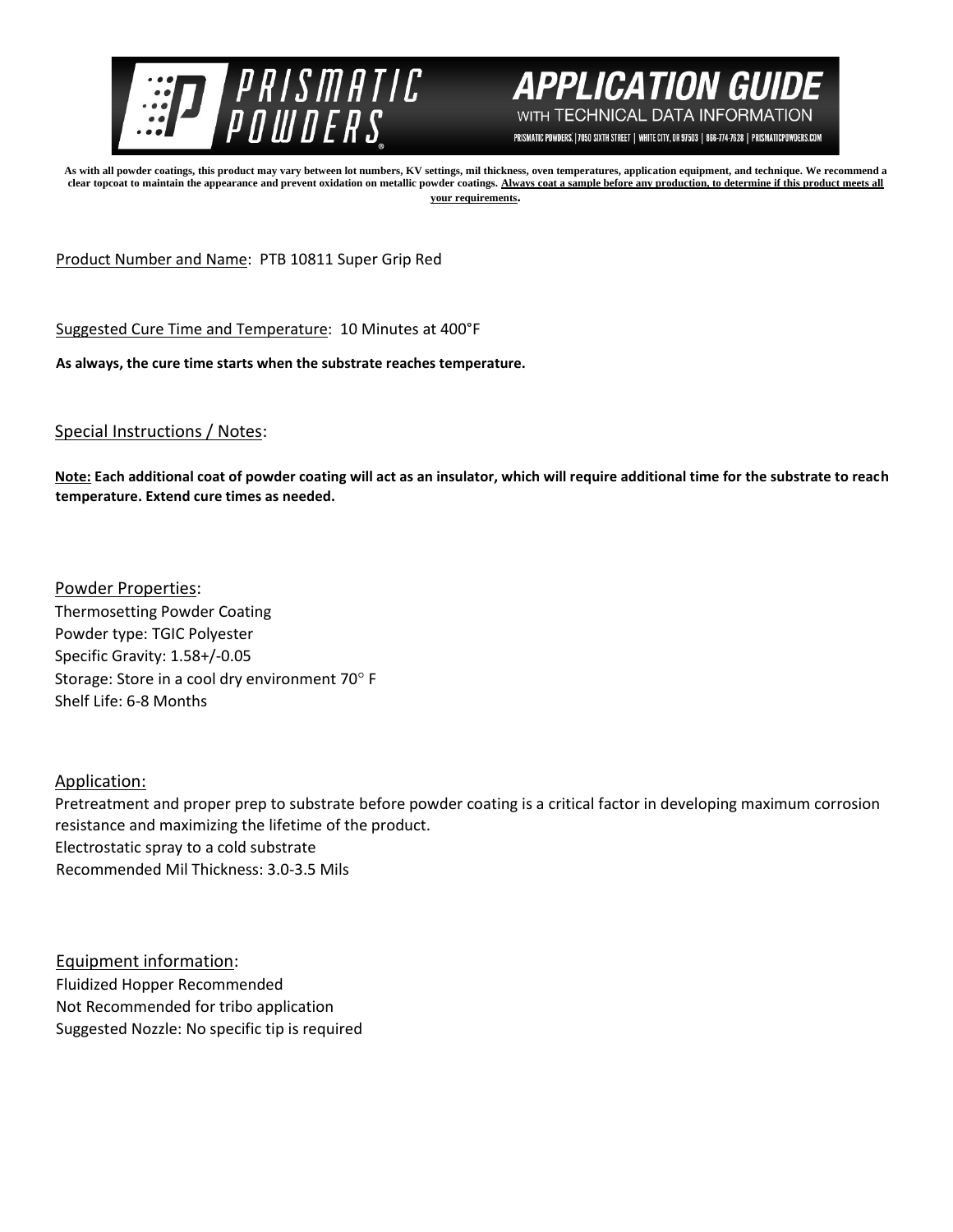# PRISMATIC POWDERS

## APPLICATION GUIDE

WITH TECHNICAL DATA INFORMATION

PRISMATIC POWDERS. | 7050 SIXTH STREET | WHITE CITY, OR 97503 | 866-774-7628 | PRISMATICPOWDERS.COM

**As with all powder coatings, this product may vary between lot numbers, KV settings, mil thickness, oven temperatures, application equipment, and technique. We recommend a clear topcoat to maintain the appearance and prevent oxidation on metallic powder coatings. Always coat a sample before any production, to determine if this product meets all your requirements.**

Product Number and Name: PTB 10811 Super Grip Red

Suggested Cure Time and Temperature: 10 Minutes at 400°F

**As always, the cure time starts when the substrate reaches temperature.**

Special Instructions / Notes:

**Note: Each additional coat of powder coating will act as an insulator, which will require additional time for the substrate to reach temperature. Extend cure times as needed.**

Powder Properties:

Thermosetting Powder Coating
Powder type: TGIC Polyester
Specific Gravity: 1.58+/-0.05
Storage: Store in a cool dry environment 70° F
Shelf Life: 6-8 Months

Application:

Pretreatment and proper prep to substrate before powder coating is a critical factor in developing maximum corrosion resistance and maximizing the lifetime of the product.
Electrostatic spray to a cold substrate
Recommended Mil Thickness: 3.0-3.5 Mils

Equipment information:

Fluidized Hopper Recommended
Not Recommended for tribo application
Suggested Nozzle: No specific tip is required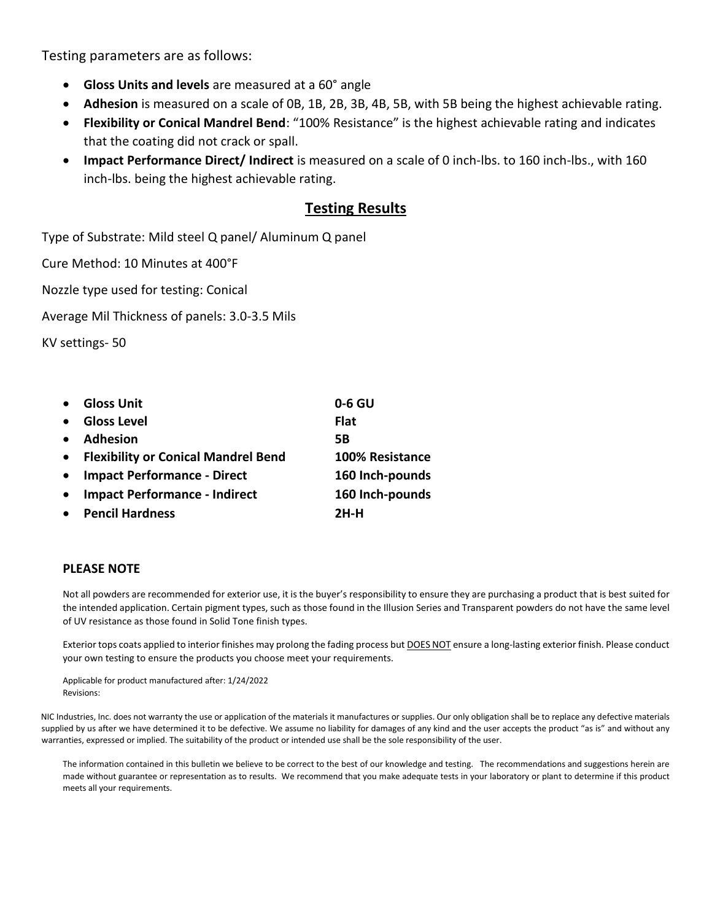Testing parameters are as follows:

- **Gloss Units and levels** are measured at a 60° angle
- **Adhesion** is measured on a scale of 0B, 1B, 2B, 3B, 4B, 5B, with 5B being the highest achievable rating.
- **Flexibility or Conical Mandrel Bend**: "100% Resistance" is the highest achievable rating and indicates that the coating did not crack or spall.
- **Impact Performance Direct/ Indirect** is measured on a scale of 0 inch-lbs. to 160 inch-lbs., with 160 inch-lbs. being the highest achievable rating.

## Testing Results

Type of Substrate: Mild steel Q panel/ Aluminum Q panel

Cure Method: 10 Minutes at 400°F

Nozzle type used for testing: Conical

Average Mil Thickness of panels: 3.0-3.5 Mils

KV settings- 50

| | |
|---|---|
| • **Gloss Unit** | **0-6 GU** |
| • **Gloss Level** | **Flat** |
| • **Adhesion** | **5B** |
| • **Flexibility or Conical Mandrel Bend** | **100% Resistance** |
| • **Impact Performance - Direct** | **160 Inch-pounds** |
| • **Impact Performance - Indirect** | **160 Inch-pounds** |
| • **Pencil Hardness** | **2H-H** |

### PLEASE NOTE

Not all powders are recommended for exterior use, it is the buyer's responsibility to ensure they are purchasing a product that is best suited for the intended application. Certain pigment types, such as those found in the Illusion Series and Transparent powders do not have the same level of UV resistance as those found in Solid Tone finish types.

Exterior tops coats applied to interior finishes may prolong the fading process but DOES NOT ensure a long-lasting exterior finish. Please conduct your own testing to ensure the products you choose meet your requirements.

Applicable for product manufactured after: 1/24/2022
Revisions:

NIC Industries, Inc. does not warranty the use or application of the materials it manufactures or supplies. Our only obligation shall be to replace any defective materials supplied by us after we have determined it to be defective. We assume no liability for damages of any kind and the user accepts the product "as is" and without any warranties, expressed or implied. The suitability of the product or intended use shall be the sole responsibility of the user.

The information contained in this bulletin we believe to be correct to the best of our knowledge and testing. The recommendations and suggestions herein are made without guarantee or representation as to results. We recommend that you make adequate tests in your laboratory or plant to determine if this product meets all your requirements.